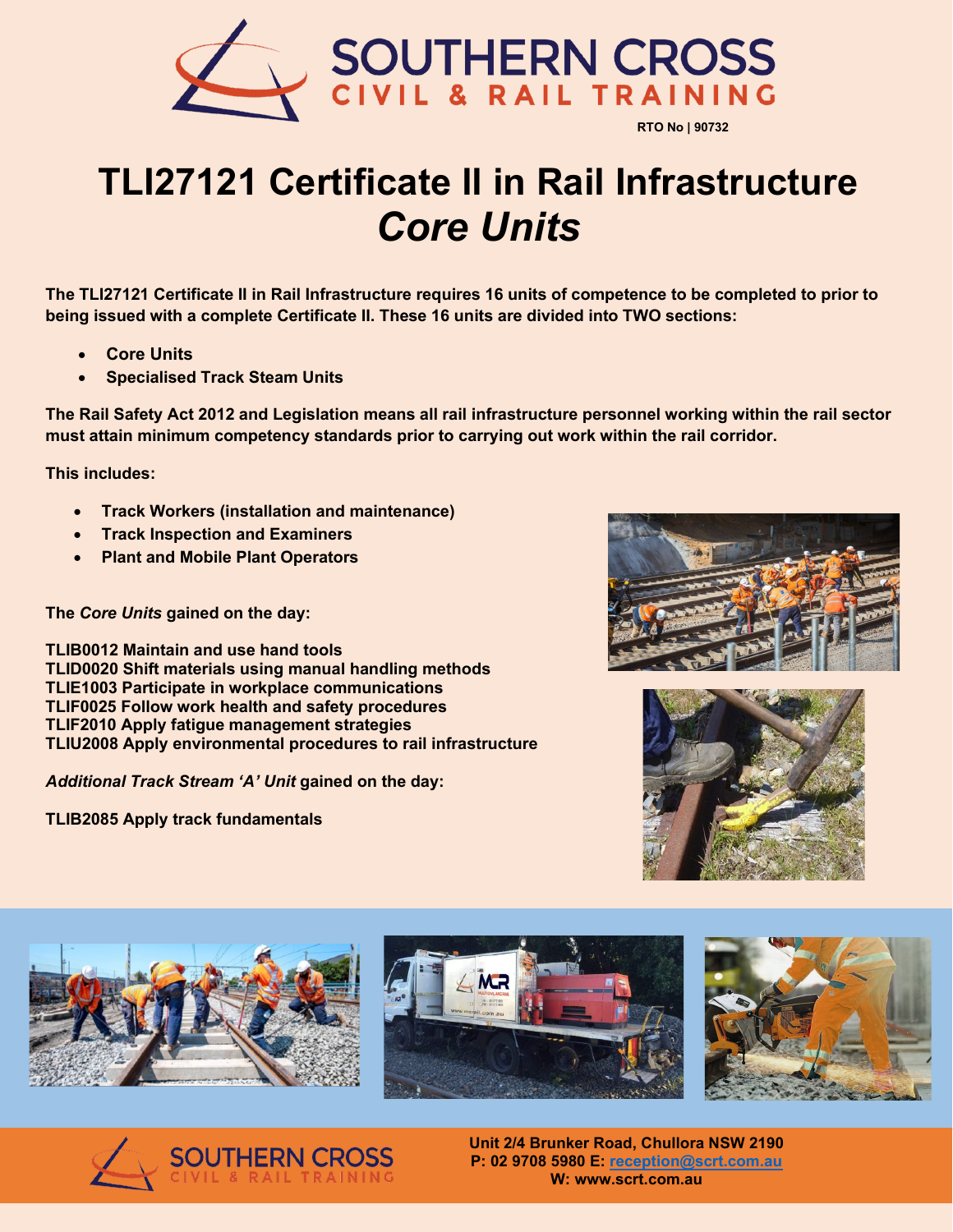SOUTHERN CROSS
CIVIL & RAIL TRAINING

RTO No | 90732

# TLI27121 Certificate II in Rail Infrastructure *Core Units*

**The TLI27121 Certificate II in Rail Infrastructure requires 16 units of competence to be completed to prior to being issued with a complete Certificate II. These 16 units are divided into TWO sections:**

- **Core Units**
- **Specialised Track Steam Units**

**The Rail Safety Act 2012 and Legislation means all rail infrastructure personnel working within the rail sector must attain minimum competency standards prior to carrying out work within the rail corridor.**

**This includes:**

- **Track Workers (installation and maintenance)**
- **Track Inspection and Examiners**
- **Plant and Mobile Plant Operators**

**The *Core Units* gained on the day:**

**TLIB0012 Maintain and use hand tools**
**TLID0020 Shift materials using manual handling methods**
**TLIE1003 Participate in workplace communications**
**TLIF0025 Follow work health and safety procedures**
**TLIF2010 Apply fatigue management strategies**
**TLIU2008 Apply environmental procedures to rail infrastructure**

***Additional Track Stream 'A' Unit* gained on the day:**

**TLIB2085 Apply track fundamentals**

SOUTHERN CROSS
CIVIL & RAIL TRAINING

**Unit 2/4 Brunker Road, Chullora NSW 2190**
**P: 02 9708 5980 E: reception@scrt.com.au**
**W: www.scrt.com.au**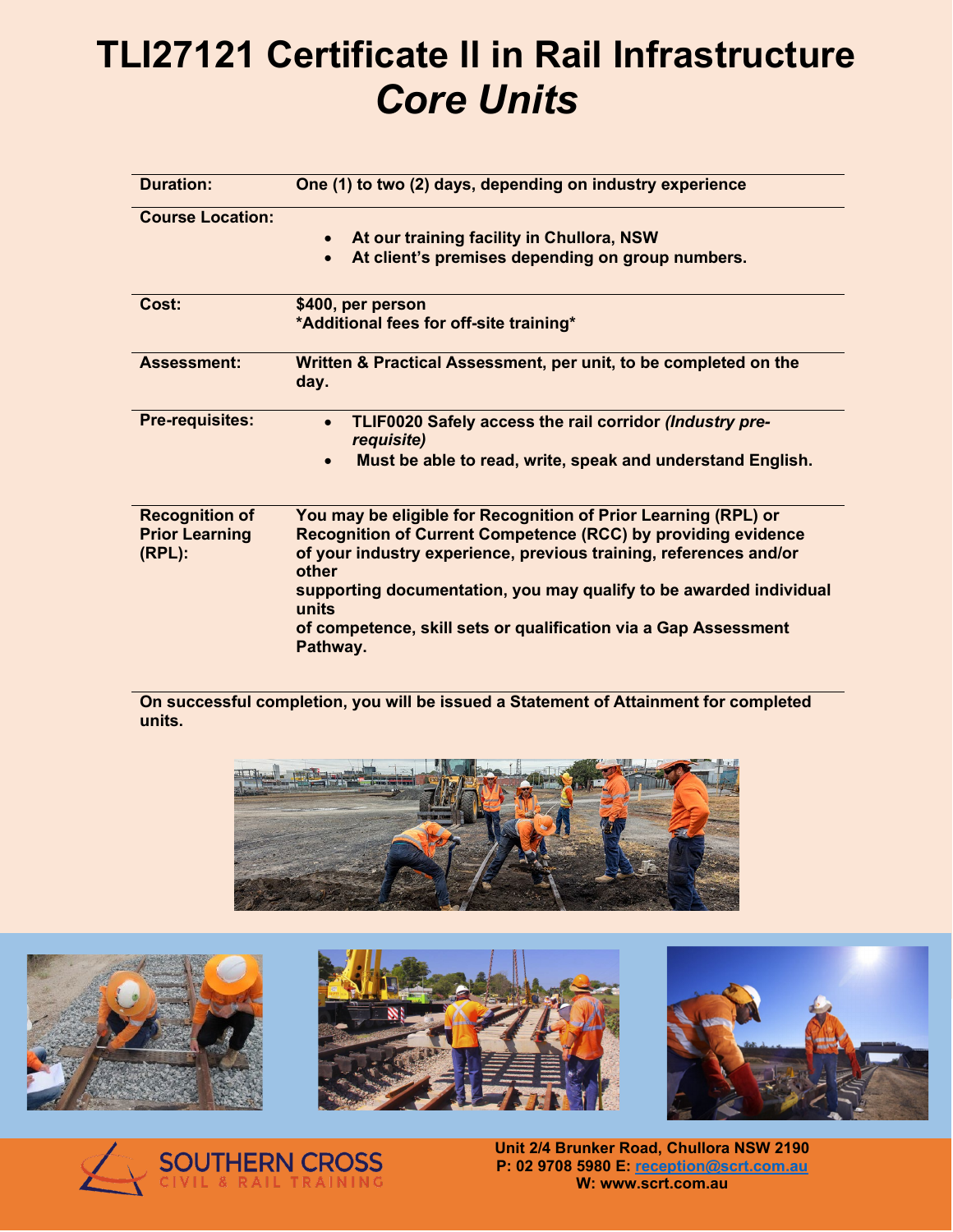# TLI27121 Certificate II in Rail Infrastructure *Core Units*

| | |
|---|---|
| **Duration:** | **One (1) to two (2) days, depending on industry experience** |
| **Course Location:** | • **At our training facility in Chullora, NSW**<br>• **At client's premises depending on group numbers.** |
| **Cost:** | **$400, per person**<br>**\*Additional fees for off-site training\*** |
| **Assessment:** | **Written & Practical Assessment, per unit, to be completed on the day.** |
| **Pre-requisites:** | • **TLIF0020 Safely access the rail corridor *(Industry pre-requisite)***<br>• **Must be able to read, write, speak and understand English.** |
| **Recognition of Prior Learning (RPL):** | **You may be eligible for Recognition of Prior Learning (RPL) or Recognition of Current Competence (RCC) by providing evidence of your industry experience, previous training, references and/or other supporting documentation, you may qualify to be awarded individual units of competence, skill sets or qualification via a Gap Assessment Pathway.** |

**On successful completion, you will be issued a Statement of Attainment for completed units.**

**SOUTHERN CROSS**
CIVIL & RAIL TRAINING

**Unit 2/4 Brunker Road, Chullora NSW 2190**
**P: 02 9708 5980 E: reception@scrt.com.au**
**W: www.scrt.com.au**